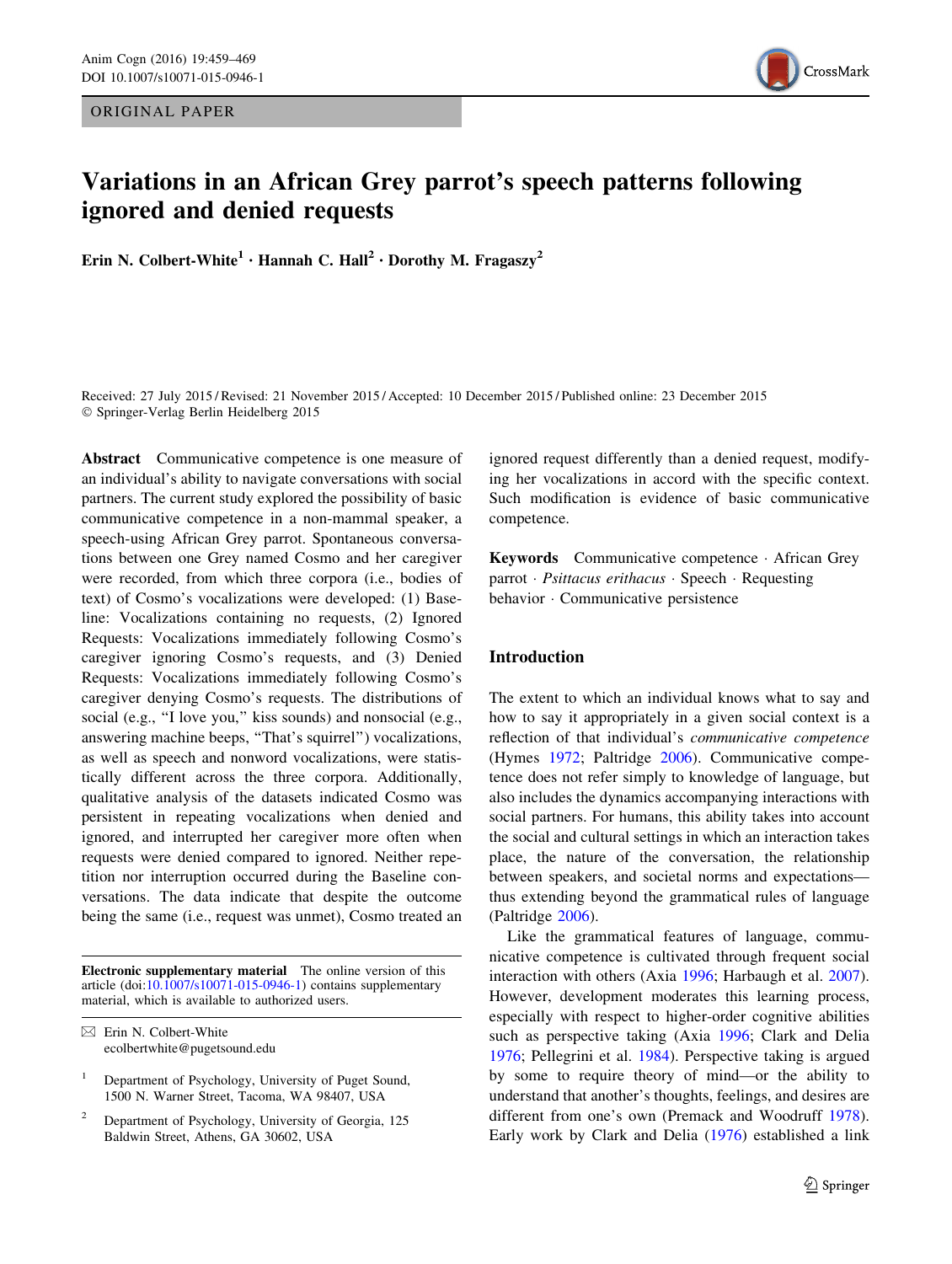ORIGINAL PAPER

# Variations in an African Grey parrot's speech patterns following ignored and denied requests

**Erin N. Colbert-White[1] · Hannah C. Hall[2] · Dorothy M. Fragaszy[2]**

Received: 27 July 2015 / Revised: 21 November 2015 / Accepted: 10 December 2015 / Published online: 23 December 2015
© Springer-Verlag Berlin Heidelberg 2015

**Abstract** Communicative competence is one measure of an individual's ability to navigate conversations with social partners. The current study explored the possibility of basic communicative competence in a non-mammal speaker, a speech-using African Grey parrot. Spontaneous conversations between one Grey named Cosmo and her caregiver were recorded, from which three corpora (i.e., bodies of text) of Cosmo's vocalizations were developed: (1) Baseline: Vocalizations containing no requests, (2) Ignored Requests: Vocalizations immediately following Cosmo's caregiver ignoring Cosmo's requests, and (3) Denied Requests: Vocalizations immediately following Cosmo's caregiver denying Cosmo's requests. The distributions of social (e.g., "I love you," kiss sounds) and nonsocial (e.g., answering machine beeps, "That's squirrel") vocalizations, as well as speech and nonword vocalizations, were statistically different across the three corpora. Additionally, qualitative analysis of the datasets indicated Cosmo was persistent in repeating vocalizations when denied and ignored, and interrupted her caregiver more often when requests were denied compared to ignored. Neither repetition nor interruption occurred during the Baseline conversations. The data indicate that despite the outcome being the same (i.e., request was unmet), Cosmo treated an ignored request differently than a denied request, modifying her vocalizations in accord with the specific context. Such modification is evidence of basic communicative competence.

**Keywords** Communicative competence · African Grey parrot · *Psittacus erithacus* · Speech · Requesting behavior · Communicative persistence

**Electronic supplementary material** The online version of this article (doi:10.1007/s10071-015-0946-1) contains supplementary material, which is available to authorized users.

✉ Erin N. Colbert-White
ecolbertwhite@pugetsound.edu

[1] Department of Psychology, University of Puget Sound, 1500 N. Warner Street, Tacoma, WA 98407, USA

[2] Department of Psychology, University of Georgia, 125 Baldwin Street, Athens, GA 30602, USA

## Introduction

The extent to which an individual knows what to say and how to say it appropriately in a given social context is a reflection of that individual's *communicative competence* (Hymes 1972; Paltridge 2006). Communicative competence does not refer simply to knowledge of language, but also includes the dynamics accompanying interactions with social partners. For humans, this ability takes into account the social and cultural settings in which an interaction takes place, the nature of the conversation, the relationship between speakers, and societal norms and expectations—thus extending beyond the grammatical rules of language (Paltridge 2006).

Like the grammatical features of language, communicative competence is cultivated through frequent social interaction with others (Axia 1996; Harbaugh et al. 2007). However, development moderates this learning process, especially with respect to higher-order cognitive abilities such as perspective taking (Axia 1996; Clark and Delia 1976; Pellegrini et al. 1984). Perspective taking is argued by some to require theory of mind—or the ability to understand that another's thoughts, feelings, and desires are different from one's own (Premack and Woodruff 1978). Early work by Clark and Delia (1976) established a link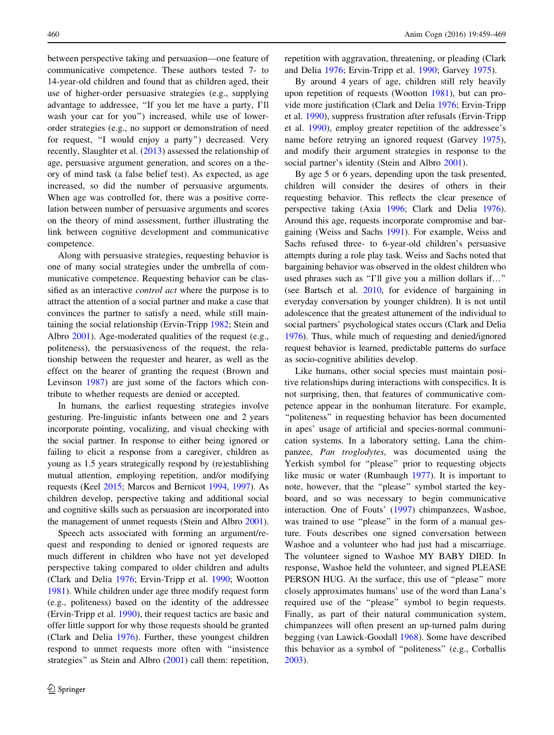between perspective taking and persuasion—one feature of communicative competence. These authors tested 7- to 14-year-old children and found that as children aged, their use of higher-order persuasive strategies (e.g., supplying advantage to addressee, "If you let me have a party, I'll wash your car for you") increased, while use of lower-order strategies (e.g., no support or demonstration of need for request, "I would enjoy a party") decreased. Very recently, Slaughter et al. (2013) assessed the relationship of age, persuasive argument generation, and scores on a theory of mind task (a false belief test). As expected, as age increased, so did the number of persuasive arguments. When age was controlled for, there was a positive correlation between number of persuasive arguments and scores on the theory of mind assessment, further illustrating the link between cognitive development and communicative competence.

Along with persuasive strategies, requesting behavior is one of many social strategies under the umbrella of communicative competence. Requesting behavior can be classified as an interactive *control act* where the purpose is to attract the attention of a social partner and make a case that convinces the partner to satisfy a need, while still maintaining the social relationship (Ervin-Tripp 1982; Stein and Albro 2001). Age-moderated qualities of the request (e.g., politeness), the persuasiveness of the request, the relationship between the requester and hearer, as well as the effect on the hearer of granting the request (Brown and Levinson 1987) are just some of the factors which contribute to whether requests are denied or accepted.

In humans, the earliest requesting strategies involve gesturing. Pre-linguistic infants between one and 2 years incorporate pointing, vocalizing, and visual checking with the social partner. In response to either being ignored or failing to elicit a response from a caregiver, children as young as 1.5 years strategically respond by (re)establishing mutual attention, employing repetition, and/or modifying requests (Keel 2015; Marcos and Bernicot 1994, 1997). As children develop, perspective taking and additional social and cognitive skills such as persuasion are incorporated into the management of unmet requests (Stein and Albro 2001).

Speech acts associated with forming an argument/request and responding to denied or ignored requests are much different in children who have not yet developed perspective taking compared to older children and adults (Clark and Delia 1976; Ervin-Tripp et al. 1990; Wootton 1981). While children under age three modify request form (e.g., politeness) based on the identity of the addressee (Ervin-Tripp et al. 1990), their request tactics are basic and offer little support for why those requests should be granted (Clark and Delia 1976). Further, these youngest children respond to unmet requests more often with "insistence strategies" as Stein and Albro (2001) call them: repetition, repetition with aggravation, threatening, or pleading (Clark and Delia 1976; Ervin-Tripp et al. 1990; Garvey 1975).

By around 4 years of age, children still rely heavily upon repetition of requests (Wootton 1981), but can provide more justification (Clark and Delia 1976; Ervin-Tripp et al. 1990), suppress frustration after refusals (Ervin-Tripp et al. 1990), employ greater repetition of the addressee's name before retrying an ignored request (Garvey 1975), and modify their argument strategies in response to the social partner's identity (Stein and Albro 2001).

By age 5 or 6 years, depending upon the task presented, children will consider the desires of others in their requesting behavior. This reflects the clear presence of perspective taking (Axia 1996; Clark and Delia 1976). Around this age, requests incorporate compromise and bargaining (Weiss and Sachs 1991). For example, Weiss and Sachs refused three- to 6-year-old children's persuasive attempts during a role play task. Weiss and Sachs noted that bargaining behavior was observed in the oldest children who used phrases such as "I'll give you a million dollars if…" (see Bartsch et al. 2010, for evidence of bargaining in everyday conversation by younger children). It is not until adolescence that the greatest attunement of the individual to social partners' psychological states occurs (Clark and Delia 1976). Thus, while much of requesting and denied/ignored request behavior is learned, predictable patterns do surface as socio-cognitive abilities develop.

Like humans, other social species must maintain positive relationships during interactions with conspecifics. It is not surprising, then, that features of communicative competence appear in the nonhuman literature. For example, "politeness" in requesting behavior has been documented in apes' usage of artificial and species-normal communication systems. In a laboratory setting, Lana the chimpanzee, *Pan troglodytes*, was documented using the Yerkish symbol for "please" prior to requesting objects like music or water (Rumbaugh 1977). It is important to note, however, that the "please" symbol started the keyboard, and so was necessary to begin communicative interaction. One of Fouts' (1997) chimpanzees, Washoe, was trained to use "please" in the form of a manual gesture. Fouts describes one signed conversation between Washoe and a volunteer who had just had a miscarriage. The volunteer signed to Washoe MY BABY DIED. In response, Washoe held the volunteer, and signed PLEASE PERSON HUG. At the surface, this use of "please" more closely approximates humans' use of the word than Lana's required use of the "please" symbol to begin requests. Finally, as part of their natural communication system, chimpanzees will often present an up-turned palm during begging (van Lawick-Goodall 1968). Some have described this behavior as a symbol of "politeness" (e.g., Corballis 2003).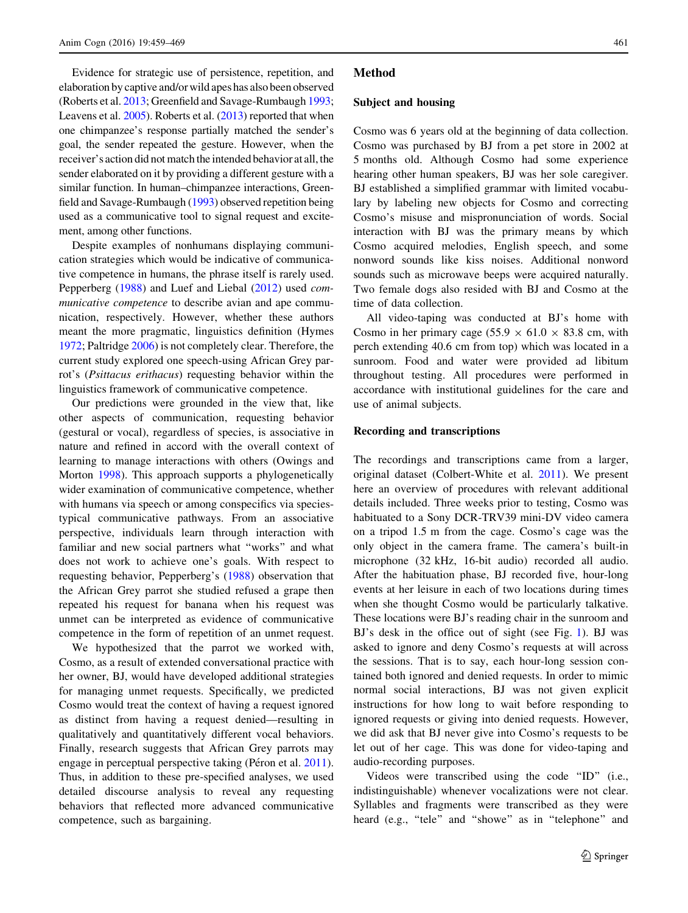Evidence for strategic use of persistence, repetition, and elaboration by captive and/or wild apes has also been observed (Roberts et al. 2013; Greenfield and Savage-Rumbaugh 1993; Leavens et al. 2005). Roberts et al. (2013) reported that when one chimpanzee's response partially matched the sender's goal, the sender repeated the gesture. However, when the receiver's action did not match the intended behavior at all, the sender elaborated on it by providing a different gesture with a similar function. In human–chimpanzee interactions, Greenfield and Savage-Rumbaugh (1993) observed repetition being used as a communicative tool to signal request and excitement, among other functions.

Despite examples of nonhumans displaying communication strategies which would be indicative of communicative competence in humans, the phrase itself is rarely used. Pepperberg (1988) and Luef and Liebal (2012) used *communicative competence* to describe avian and ape communication, respectively. However, whether these authors meant the more pragmatic, linguistics definition (Hymes 1972; Paltridge 2006) is not completely clear. Therefore, the current study explored one speech-using African Grey parrot's (*Psittacus erithacus*) requesting behavior within the linguistics framework of communicative competence.

Our predictions were grounded in the view that, like other aspects of communication, requesting behavior (gestural or vocal), regardless of species, is associative in nature and refined in accord with the overall context of learning to manage interactions with others (Owings and Morton 1998). This approach supports a phylogenetically wider examination of communicative competence, whether with humans via speech or among conspecifics via species-typical communicative pathways. From an associative perspective, individuals learn through interaction with familiar and new social partners what "works" and what does not work to achieve one's goals. With respect to requesting behavior, Pepperberg's (1988) observation that the African Grey parrot she studied refused a grape then repeated his request for banana when his request was unmet can be interpreted as evidence of communicative competence in the form of repetition of an unmet request.

We hypothesized that the parrot we worked with, Cosmo, as a result of extended conversational practice with her owner, BJ, would have developed additional strategies for managing unmet requests. Specifically, we predicted Cosmo would treat the context of having a request ignored as distinct from having a request denied—resulting in qualitatively and quantitatively different vocal behaviors. Finally, research suggests that African Grey parrots may engage in perceptual perspective taking (Péron et al. 2011). Thus, in addition to these pre-specified analyses, we used detailed discourse analysis to reveal any requesting behaviors that reflected more advanced communicative competence, such as bargaining.

## Method

### Subject and housing

Cosmo was 6 years old at the beginning of data collection. Cosmo was purchased by BJ from a pet store in 2002 at 5 months old. Although Cosmo had some experience hearing other human speakers, BJ was her sole caregiver. BJ established a simplified grammar with limited vocabulary by labeling new objects for Cosmo and correcting Cosmo's misuse and mispronunciation of words. Social interaction with BJ was the primary means by which Cosmo acquired melodies, English speech, and some nonword sounds like kiss noises. Additional nonword sounds such as microwave beeps were acquired naturally. Two female dogs also resided with BJ and Cosmo at the time of data collection.

All video-taping was conducted at BJ's home with Cosmo in her primary cage (55.9 × 61.0 × 83.8 cm, with perch extending 40.6 cm from top) which was located in a sunroom. Food and water were provided ad libitum throughout testing. All procedures were performed in accordance with institutional guidelines for the care and use of animal subjects.

### Recording and transcriptions

The recordings and transcriptions came from a larger, original dataset (Colbert-White et al. 2011). We present here an overview of procedures with relevant additional details included. Three weeks prior to testing, Cosmo was habituated to a Sony DCR-TRV39 mini-DV video camera on a tripod 1.5 m from the cage. Cosmo's cage was the only object in the camera frame. The camera's built-in microphone (32 kHz, 16-bit audio) recorded all audio. After the habituation phase, BJ recorded five, hour-long events at her leisure in each of two locations during times when she thought Cosmo would be particularly talkative. These locations were BJ's reading chair in the sunroom and BJ's desk in the office out of sight (see Fig. 1). BJ was asked to ignore and deny Cosmo's requests at will across the sessions. That is to say, each hour-long session contained both ignored and denied requests. In order to mimic normal social interactions, BJ was not given explicit instructions for how long to wait before responding to ignored requests or giving into denied requests. However, we did ask that BJ never give into Cosmo's requests to be let out of her cage. This was done for video-taping and audio-recording purposes.

Videos were transcribed using the code "ID" (i.e., indistinguishable) whenever vocalizations were not clear. Syllables and fragments were transcribed as they were heard (e.g., "tele" and "showe" as in "telephone" and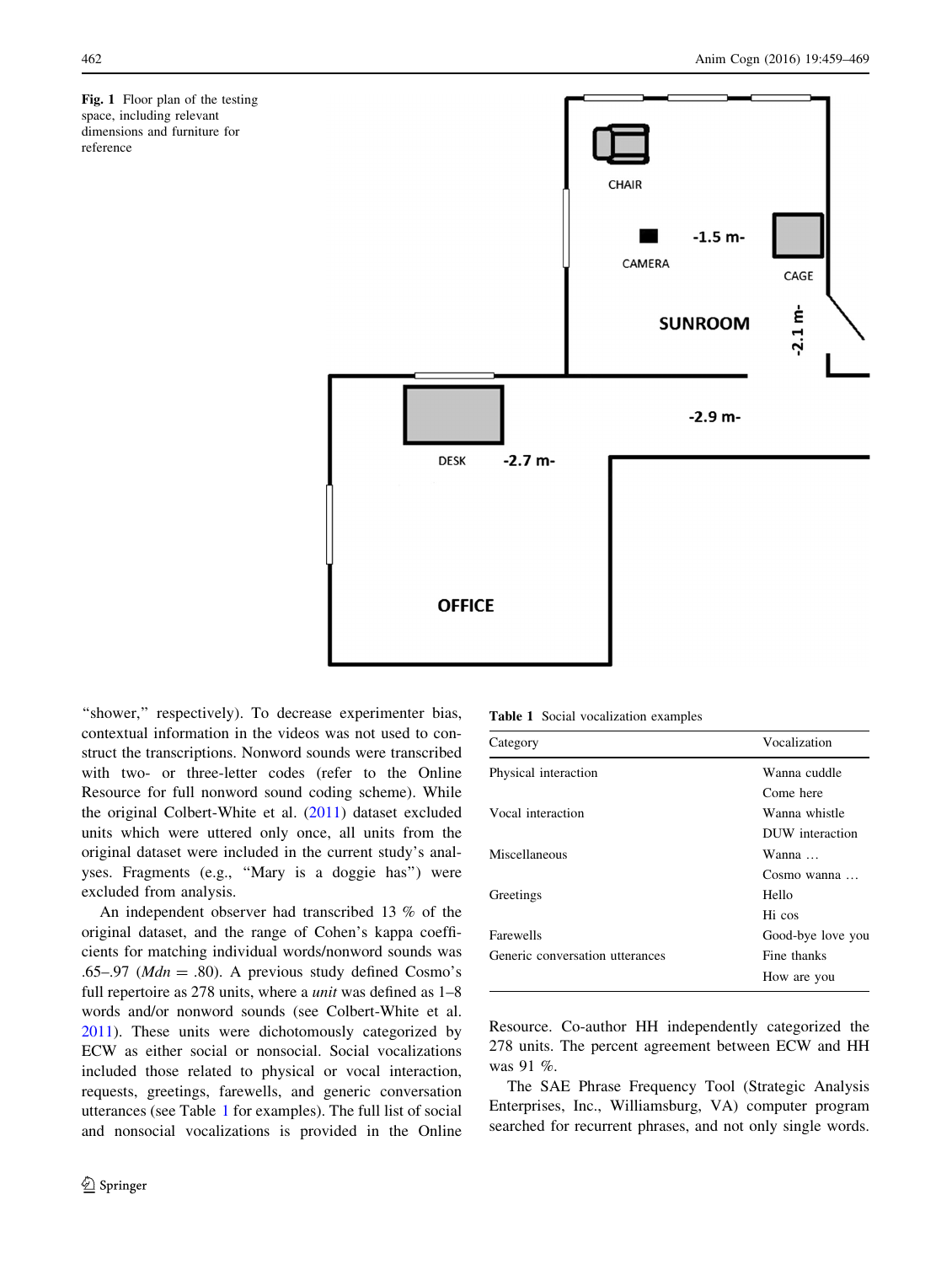**Fig. 1** Floor plan of the testing space, including relevant dimensions and furniture for reference

"shower," respectively). To decrease experimenter bias, contextual information in the videos was not used to construct the transcriptions. Nonword sounds were transcribed with two- or three-letter codes (refer to the Online Resource for full nonword sound coding scheme). While the original Colbert-White et al. (2011) dataset excluded units which were uttered only once, all units from the original dataset were included in the current study's analyses. Fragments (e.g., "Mary is a doggie has") were excluded from analysis.

An independent observer had transcribed 13 % of the original dataset, and the range of Cohen's kappa coefficients for matching individual words/nonword sounds was .65–.97 (*Mdn* = .80). A previous study defined Cosmo's full repertoire as 278 units, where a *unit* was defined as 1–8 words and/or nonword sounds (see Colbert-White et al. 2011). These units were dichotomously categorized by ECW as either social or nonsocial. Social vocalizations included those related to physical or vocal interaction, requests, greetings, farewells, and generic conversation utterances (see Table 1 for examples). The full list of social and nonsocial vocalizations is provided in the Online Resource. Co-author HH independently categorized the 278 units. The percent agreement between ECW and HH was 91 %.

The SAE Phrase Frequency Tool (Strategic Analysis Enterprises, Inc., Williamsburg, VA) computer program searched for recurrent phrases, and not only single words.

**Table 1** Social vocalization examples

| Category | Vocalization |
|---|---|
| Physical interaction | Wanna cuddle |
| | Come here |
| Vocal interaction | Wanna whistle |
| | DUW interaction |
| Miscellaneous | Wanna … |
| | Cosmo wanna … |
| Greetings | Hello |
| | Hi cos |
| Farewells | Good-bye love you |
| Generic conversation utterances | Fine thanks |
| | How are you |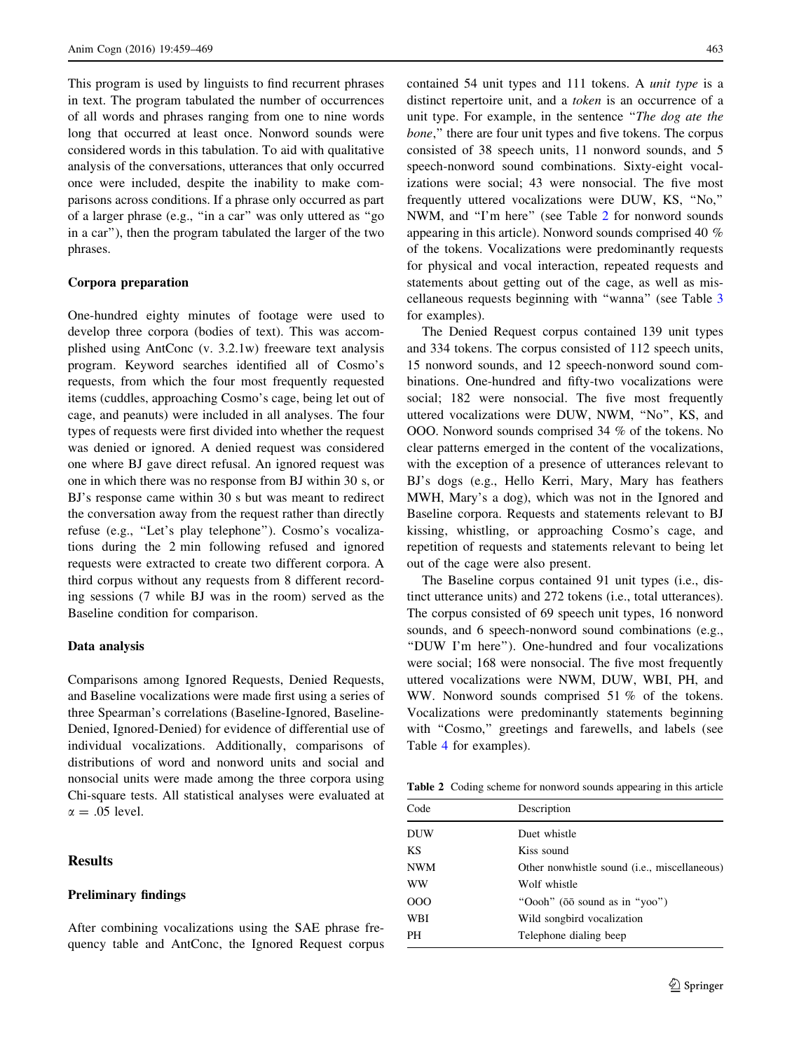This program is used by linguists to find recurrent phrases in text. The program tabulated the number of occurrences of all words and phrases ranging from one to nine words long that occurred at least once. Nonword sounds were considered words in this tabulation. To aid with qualitative analysis of the conversations, utterances that only occurred once were included, despite the inability to make comparisons across conditions. If a phrase only occurred as part of a larger phrase (e.g., "in a car" was only uttered as "go in a car"), then the program tabulated the larger of the two phrases.

### Corpora preparation

One-hundred eighty minutes of footage were used to develop three corpora (bodies of text). This was accomplished using AntConc (v. 3.2.1w) freeware text analysis program. Keyword searches identified all of Cosmo's requests, from which the four most frequently requested items (cuddles, approaching Cosmo's cage, being let out of cage, and peanuts) were included in all analyses. The four types of requests were first divided into whether the request was denied or ignored. A denied request was considered one where BJ gave direct refusal. An ignored request was one in which there was no response from BJ within 30 s, or BJ's response came within 30 s but was meant to redirect the conversation away from the request rather than directly refuse (e.g., "Let's play telephone"). Cosmo's vocalizations during the 2 min following refused and ignored requests were extracted to create two different corpora. A third corpus without any requests from 8 different recording sessions (7 while BJ was in the room) served as the Baseline condition for comparison.

### Data analysis

Comparisons among Ignored Requests, Denied Requests, and Baseline vocalizations were made first using a series of three Spearman's correlations (Baseline-Ignored, Baseline-Denied, Ignored-Denied) for evidence of differential use of individual vocalizations. Additionally, comparisons of distributions of word and nonword units and social and nonsocial units were made among the three corpora using Chi-square tests. All statistical analyses were evaluated at $\alpha = .05$ level.

## Results

### Preliminary findings

After combining vocalizations using the SAE phrase frequency table and AntConc, the Ignored Request corpus contained 54 unit types and 111 tokens. A *unit type* is a distinct repertoire unit, and a *token* is an occurrence of a unit type. For example, in the sentence "*The dog ate the bone*," there are four unit types and five tokens. The corpus consisted of 38 speech units, 11 nonword sounds, and 5 speech-nonword sound combinations. Sixty-eight vocalizations were social; 43 were nonsocial. The five most frequently uttered vocalizations were DUW, KS, "No," NWM, and "I'm here" (see Table 2 for nonword sounds appearing in this article). Nonword sounds comprised 40 % of the tokens. Vocalizations were predominantly requests for physical and vocal interaction, repeated requests and statements about getting out of the cage, as well as miscellaneous requests beginning with "wanna" (see Table 3 for examples).

The Denied Request corpus contained 139 unit types and 334 tokens. The corpus consisted of 112 speech units, 15 nonword sounds, and 12 speech-nonword sound combinations. One-hundred and fifty-two vocalizations were social; 182 were nonsocial. The five most frequently uttered vocalizations were DUW, NWM, "No", KS, and OOO. Nonword sounds comprised 34 % of the tokens. No clear patterns emerged in the content of the vocalizations, with the exception of a presence of utterances relevant to BJ's dogs (e.g., Hello Kerri, Mary, Mary has feathers MWH, Mary's a dog), which was not in the Ignored and Baseline corpora. Requests and statements relevant to BJ kissing, whistling, or approaching Cosmo's cage, and repetition of requests and statements relevant to being let out of the cage were also present.

The Baseline corpus contained 91 unit types (i.e., distinct utterance units) and 272 tokens (i.e., total utterances). The corpus consisted of 69 speech unit types, 16 nonword sounds, and 6 speech-nonword sound combinations (e.g., "DUW I'm here"). One-hundred and four vocalizations were social; 168 were nonsocial. The five most frequently uttered vocalizations were NWM, DUW, WBI, PH, and WW. Nonword sounds comprised 51 % of the tokens. Vocalizations were predominantly statements beginning with "Cosmo," greetings and farewells, and labels (see Table 4 for examples).

**Table 2** Coding scheme for nonword sounds appearing in this article

| Code | Description |
|---|---|
| DUW | Duet whistle |
| KS | Kiss sound |
| NWM | Other nonwhistle sound (i.e., miscellaneous) |
| WW | Wolf whistle |
| OOO | "Oooh" (ōō sound as in "yoo") |
| WBI | Wild songbird vocalization |
| PH | Telephone dialing beep |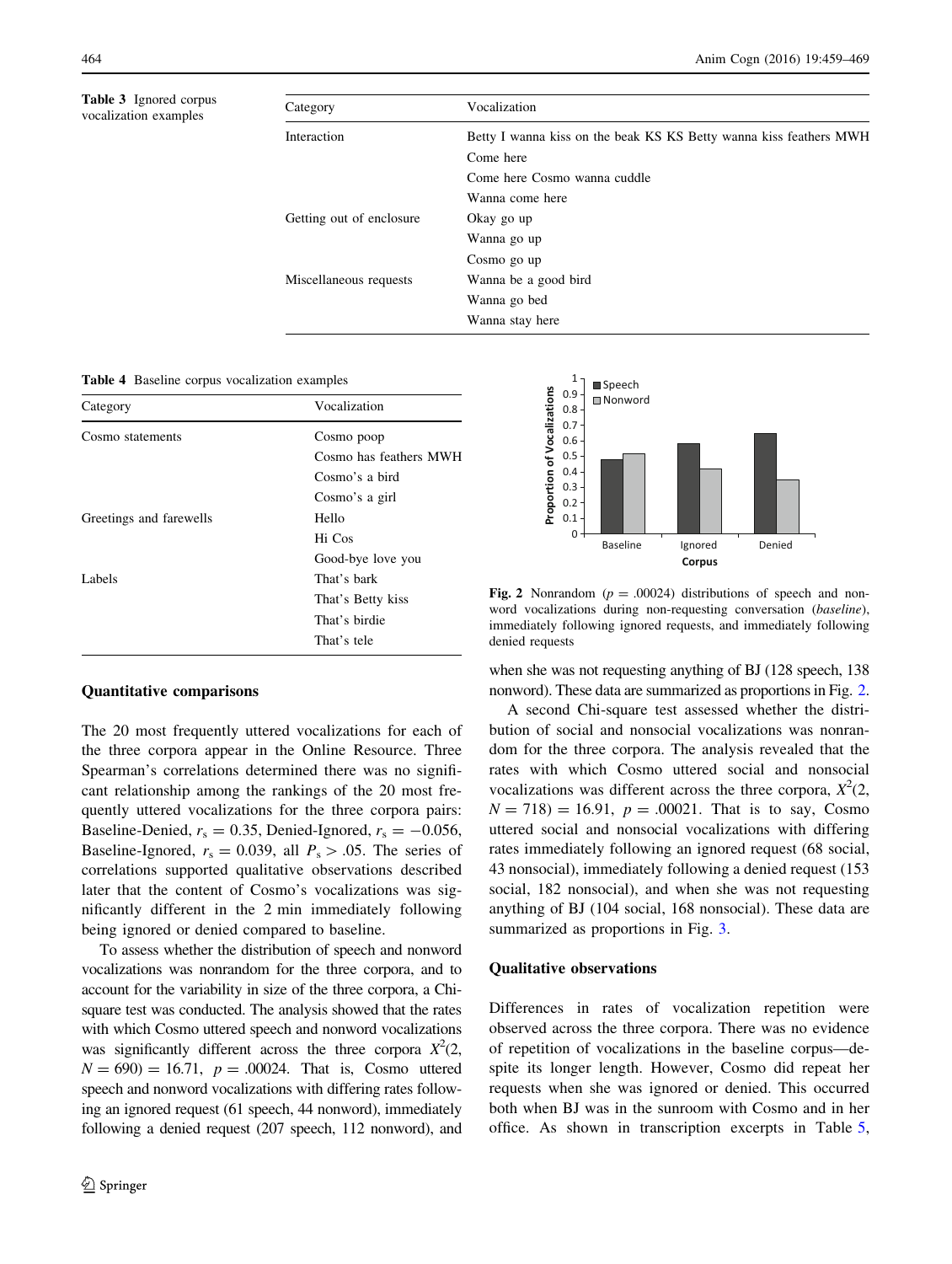**Table 3** Ignored corpus vocalization examples

| Category | Vocalization |
|---|---|
| Interaction | Betty I wanna kiss on the beak KS KS Betty wanna kiss feathers MWH |
| | Come here |
| | Come here Cosmo wanna cuddle |
| | Wanna come here |
| Getting out of enclosure | Okay go up |
| | Wanna go up |
| | Cosmo go up |
| Miscellaneous requests | Wanna be a good bird |
| | Wanna go bed |
| | Wanna stay here |

**Table 4** Baseline corpus vocalization examples

| Category | Vocalization |
|---|---|
| Cosmo statements | Cosmo poop |
| | Cosmo has feathers MWH |
| | Cosmo's a bird |
| | Cosmo's a girl |
| Greetings and farewells | Hello |
| | Hi Cos |
| | Good-bye love you |
| Labels | That's bark |
| | That's Betty kiss |
| | That's birdie |
| | That's tele |

**Fig. 2** Nonrandom ($p = .00024$) distributions of speech and nonword vocalizations during non-requesting conversation (*baseline*), immediately following ignored requests, and immediately following denied requests

### Quantitative comparisons

The 20 most frequently uttered vocalizations for each of the three corpora appear in the Online Resource. Three Spearman's correlations determined there was no significant relationship among the rankings of the 20 most frequently uttered vocalizations for the three corpora pairs: Baseline-Denied, $r_s = 0.35$, Denied-Ignored, $r_s = -0.056$, Baseline-Ignored, $r_s = 0.039$, all $P_s > .05$. The series of correlations supported qualitative observations described later that the content of Cosmo's vocalizations was significantly different in the 2 min immediately following being ignored or denied compared to baseline.

To assess whether the distribution of speech and nonword vocalizations was nonrandom for the three corpora, and to account for the variability in size of the three corpora, a Chi-square test was conducted. The analysis showed that the rates with which Cosmo uttered speech and nonword vocalizations was significantly different across the three corpora $X^2(2, N = 690) = 16.71$, $p = .00024$. That is, Cosmo uttered speech and nonword vocalizations with differing rates following an ignored request (61 speech, 44 nonword), immediately following a denied request (207 speech, 112 nonword), and when she was not requesting anything of BJ (128 speech, 138 nonword). These data are summarized as proportions in Fig. 2.

A second Chi-square test assessed whether the distribution of social and nonsocial vocalizations was nonrandom for the three corpora. The analysis revealed that the rates with which Cosmo uttered social and nonsocial vocalizations was different across the three corpora, $X^2(2, N = 718) = 16.91$, $p = .00021$. That is to say, Cosmo uttered social and nonsocial vocalizations with differing rates immediately following an ignored request (68 social, 43 nonsocial), immediately following a denied request (153 social, 182 nonsocial), and when she was not requesting anything of BJ (104 social, 168 nonsocial). These data are summarized as proportions in Fig. 3.

### Qualitative observations

Differences in rates of vocalization repetition were observed across the three corpora. There was no evidence of repetition of vocalizations in the baseline corpus—despite its longer length. However, Cosmo did repeat her requests when she was ignored or denied. This occurred both when BJ was in the sunroom with Cosmo and in her office. As shown in transcription excerpts in Table 5,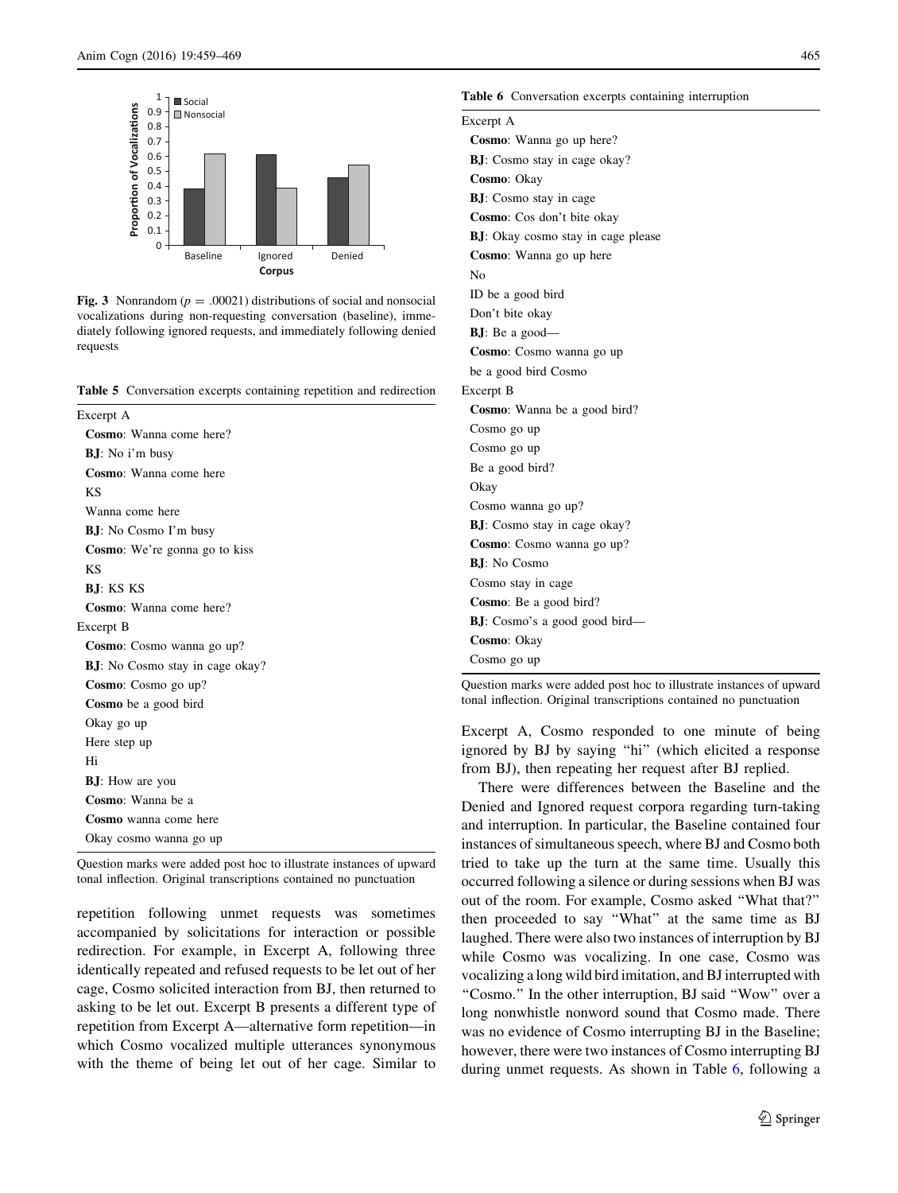Fig. 3 Nonrandom ($p = .00021$) distributions of social and nonsocial vocalizations during non-requesting conversation (baseline), immediately following ignored requests, and immediately following denied requests

Table 5 Conversation excerpts containing repetition and redirection

Excerpt A

**Cosmo**: Wanna come here?

**BJ**: No i'm busy

**Cosmo**: Wanna come here

KS

Wanna come here

**BJ**: No Cosmo I'm busy

**Cosmo**: We're gonna go to kiss

KS

**BJ**: KS KS

**Cosmo**: Wanna come here?

Excerpt B

**Cosmo**: Cosmo wanna go up?

**BJ**: No Cosmo stay in cage okay?

**Cosmo**: Cosmo go up?

**Cosmo** be a good bird

Okay go up

Here step up

Hi

**BJ**: How are you

**Cosmo**: Wanna be a

**Cosmo** wanna come here

Okay cosmo wanna go up

Question marks were added post hoc to illustrate instances of upward tonal inflection. Original transcriptions contained no punctuation

repetition following unmet requests was sometimes accompanied by solicitations for interaction or possible redirection. For example, in Excerpt A, following three identically repeated and refused requests to be let out of her cage, Cosmo solicited interaction from BJ, then returned to asking to be let out. Excerpt B presents a different type of repetition from Excerpt A—alternative form repetition—in which Cosmo vocalized multiple utterances synonymous with the theme of being let out of her cage. Similar to Excerpt A, Cosmo responded to one minute of being ignored by BJ by saying "hi" (which elicited a response from BJ), then repeating her request after BJ replied.

There were differences between the Baseline and the Denied and Ignored request corpora regarding turn-taking and interruption. In particular, the Baseline contained four instances of simultaneous speech, where BJ and Cosmo both tried to take up the turn at the same time. Usually this occurred following a silence or during sessions when BJ was out of the room. For example, Cosmo asked "What that?" then proceeded to say "What" at the same time as BJ laughed. There were also two instances of interruption by BJ while Cosmo was vocalizing. In one case, Cosmo was vocalizing a long wild bird imitation, and BJ interrupted with "Cosmo." In the other interruption, BJ said "Wow" over a long nonwhistle nonword sound that Cosmo made. There was no evidence of Cosmo interrupting BJ in the Baseline; however, there were two instances of Cosmo interrupting BJ during unmet requests. As shown in Table 6, following a

Table 6 Conversation excerpts containing interruption

Excerpt A

**Cosmo**: Wanna go up here?

**BJ**: Cosmo stay in cage okay?

**Cosmo**: Okay

**BJ**: Cosmo stay in cage

**Cosmo**: Cos don't bite okay

**BJ**: Okay cosmo stay in cage please

**Cosmo**: Wanna go up here

No

ID be a good bird

Don't bite okay

**BJ**: Be a good—

**Cosmo**: Cosmo wanna go up

be a good bird Cosmo

Excerpt B

**Cosmo**: Wanna be a good bird?

Cosmo go up

Cosmo go up

Be a good bird?

Okay

Cosmo wanna go up?

**BJ**: Cosmo stay in cage okay?

**Cosmo**: Cosmo wanna go up?

**BJ**: No Cosmo

Cosmo stay in cage

**Cosmo**: Be a good bird?

**BJ**: Cosmo's a good good bird—

**Cosmo**: Okay

Cosmo go up

Question marks were added post hoc to illustrate instances of upward tonal inflection. Original transcriptions contained no punctuation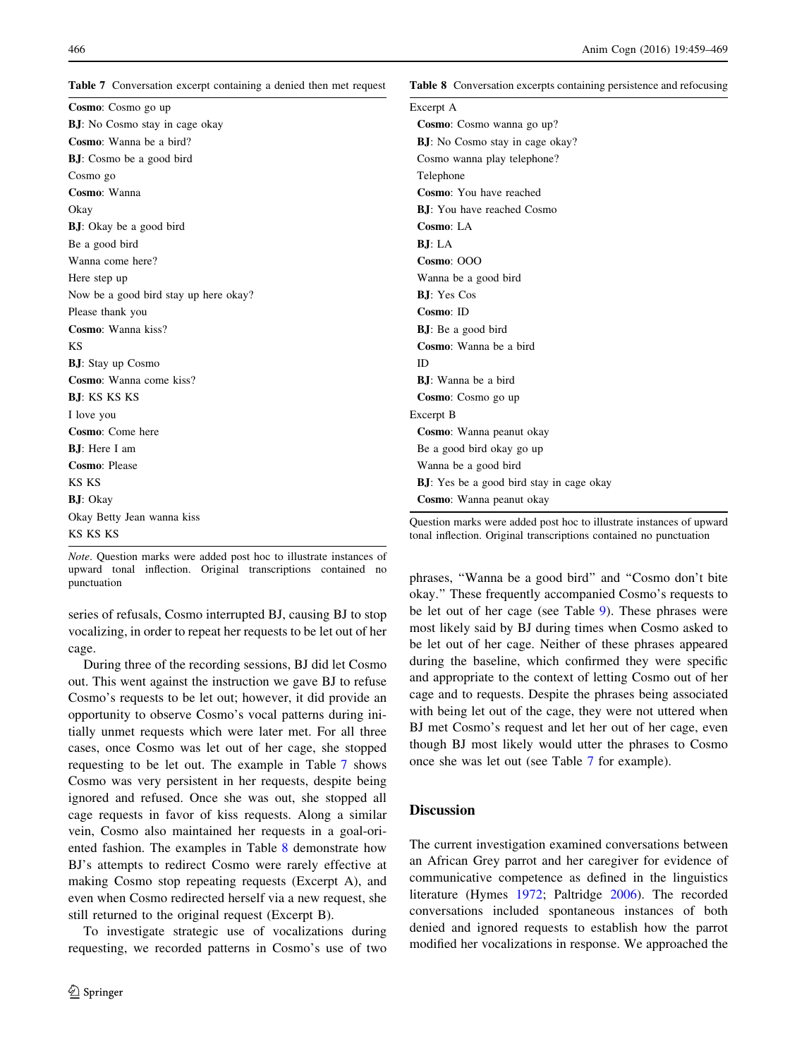**Table 7** Conversation excerpt containing a denied then met request

**Cosmo**: Cosmo go up
**BJ**: No Cosmo stay in cage okay
**Cosmo**: Wanna be a bird?
**BJ**: Cosmo be a good bird
Cosmo go
**Cosmo**: Wanna
Okay
**BJ**: Okay be a good bird
Be a good bird
Wanna come here?
Here step up
Now be a good bird stay up here okay?
Please thank you
**Cosmo**: Wanna kiss?
KS
**BJ**: Stay up Cosmo
**Cosmo**: Wanna come kiss?
**BJ**: KS KS KS
I love you
**Cosmo**: Come here
**BJ**: Here I am
**Cosmo**: Please
KS KS
**BJ**: Okay
Okay Betty Jean wanna kiss
KS KS KS

*Note*. Question marks were added post hoc to illustrate instances of upward tonal inflection. Original transcriptions contained no punctuation

series of refusals, Cosmo interrupted BJ, causing BJ to stop vocalizing, in order to repeat her requests to be let out of her cage.

During three of the recording sessions, BJ did let Cosmo out. This went against the instruction we gave BJ to refuse Cosmo's requests to be let out; however, it did provide an opportunity to observe Cosmo's vocal patterns during initially unmet requests which were later met. For all three cases, once Cosmo was let out of her cage, she stopped requesting to be let out. The example in Table 7 shows Cosmo was very persistent in her requests, despite being ignored and refused. Once she was out, she stopped all cage requests in favor of kiss requests. Along a similar vein, Cosmo also maintained her requests in a goal-oriented fashion. The examples in Table 8 demonstrate how BJ's attempts to redirect Cosmo were rarely effective at making Cosmo stop repeating requests (Excerpt A), and even when Cosmo redirected herself via a new request, she still returned to the original request (Excerpt B).

To investigate strategic use of vocalizations during requesting, we recorded patterns in Cosmo's use of two phrases, "Wanna be a good bird" and "Cosmo don't bite okay." These frequently accompanied Cosmo's requests to be let out of her cage (see Table 9). These phrases were most likely said by BJ during times when Cosmo asked to be let out of her cage. Neither of these phrases appeared during the baseline, which confirmed they were specific and appropriate to the context of letting Cosmo out of her cage and to requests. Despite the phrases being associated with being let out of the cage, they were not uttered when BJ met Cosmo's request and let her out of her cage, even though BJ most likely would utter the phrases to Cosmo once she was let out (see Table 7 for example).

**Table 8** Conversation excerpts containing persistence and refocusing

Excerpt A
**Cosmo**: Cosmo wanna go up?
**BJ**: No Cosmo stay in cage okay?
Cosmo wanna play telephone?
Telephone
**Cosmo**: You have reached
**BJ**: You have reached Cosmo
**Cosmo**: LA
**BJ**: LA
**Cosmo**: OOO
Wanna be a good bird
**BJ**: Yes Cos
**Cosmo**: ID
**BJ**: Be a good bird
**Cosmo**: Wanna be a bird
ID
**BJ**: Wanna be a bird
**Cosmo**: Cosmo go up

Excerpt B
**Cosmo**: Wanna peanut okay
Be a good bird okay go up
Wanna be a good bird
**BJ**: Yes be a good bird stay in cage okay
**Cosmo**: Wanna peanut okay

Question marks were added post hoc to illustrate instances of upward tonal inflection. Original transcriptions contained no punctuation

## Discussion

The current investigation examined conversations between an African Grey parrot and her caregiver for evidence of communicative competence as defined in the linguistics literature (Hymes 1972; Paltridge 2006). The recorded conversations included spontaneous instances of both denied and ignored requests to establish how the parrot modified her vocalizations in response. We approached the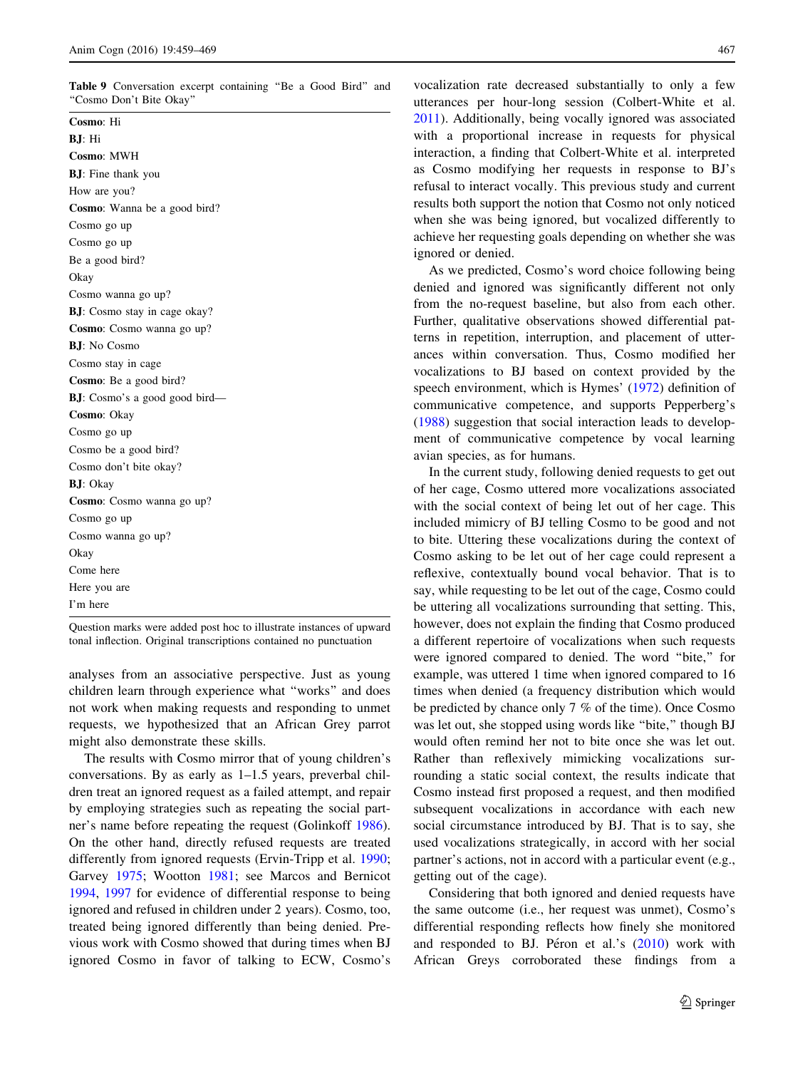**Table 9** Conversation excerpt containing "Be a Good Bird" and "Cosmo Don't Bite Okay"

| |
|---|
| **Cosmo**: Hi |
| **BJ**: Hi |
| **Cosmo**: MWH |
| **BJ**: Fine thank you |
| How are you? |
| **Cosmo**: Wanna be a good bird? |
| Cosmo go up |
| Cosmo go up |
| Be a good bird? |
| Okay |
| Cosmo wanna go up? |
| **BJ**: Cosmo stay in cage okay? |
| **Cosmo**: Cosmo wanna go up? |
| **BJ**: No Cosmo |
| Cosmo stay in cage |
| **Cosmo**: Be a good bird? |
| **BJ**: Cosmo's a good good bird— |
| **Cosmo**: Okay |
| Cosmo go up |
| Cosmo be a good bird? |
| Cosmo don't bite okay? |
| **BJ**: Okay |
| **Cosmo**: Cosmo wanna go up? |
| Cosmo go up |
| Cosmo wanna go up? |
| Okay |
| Come here |
| Here you are |
| I'm here |

Question marks were added post hoc to illustrate instances of upward tonal inflection. Original transcriptions contained no punctuation

analyses from an associative perspective. Just as young children learn through experience what "works" and does not work when making requests and responding to unmet requests, we hypothesized that an African Grey parrot might also demonstrate these skills.

The results with Cosmo mirror that of young children's conversations. By as early as 1–1.5 years, preverbal children treat an ignored request as a failed attempt, and repair by employing strategies such as repeating the social partner's name before repeating the request (Golinkoff 1986). On the other hand, directly refused requests are treated differently from ignored requests (Ervin-Tripp et al. 1990; Garvey 1975; Wootton 1981; see Marcos and Bernicot 1994, 1997 for evidence of differential response to being ignored and refused in children under 2 years). Cosmo, too, treated being ignored differently than being denied. Previous work with Cosmo showed that during times when BJ ignored Cosmo in favor of talking to ECW, Cosmo's vocalization rate decreased substantially to only a few utterances per hour-long session (Colbert-White et al. 2011). Additionally, being vocally ignored was associated with a proportional increase in requests for physical interaction, a finding that Colbert-White et al. interpreted as Cosmo modifying her requests in response to BJ's refusal to interact vocally. This previous study and current results both support the notion that Cosmo not only noticed when she was being ignored, but vocalized differently to achieve her requesting goals depending on whether she was ignored or denied.

As we predicted, Cosmo's word choice following being denied and ignored was significantly different not only from the no-request baseline, but also from each other. Further, qualitative observations showed differential patterns in repetition, interruption, and placement of utterances within conversation. Thus, Cosmo modified her vocalizations to BJ based on context provided by the speech environment, which is Hymes' (1972) definition of communicative competence, and supports Pepperberg's (1988) suggestion that social interaction leads to development of communicative competence by vocal learning avian species, as for humans.

In the current study, following denied requests to get out of her cage, Cosmo uttered more vocalizations associated with the social context of being let out of her cage. This included mimicry of BJ telling Cosmo to be good and not to bite. Uttering these vocalizations during the context of Cosmo asking to be let out of her cage could represent a reflexive, contextually bound vocal behavior. That is to say, while requesting to be let out of the cage, Cosmo could be uttering all vocalizations surrounding that setting. This, however, does not explain the finding that Cosmo produced a different repertoire of vocalizations when such requests were ignored compared to denied. The word "bite," for example, was uttered 1 time when ignored compared to 16 times when denied (a frequency distribution which would be predicted by chance only 7 % of the time). Once Cosmo was let out, she stopped using words like "bite," though BJ would often remind her not to bite once she was let out. Rather than reflexively mimicking vocalizations surrounding a static social context, the results indicate that Cosmo instead first proposed a request, and then modified subsequent vocalizations in accordance with each new social circumstance introduced by BJ. That is to say, she used vocalizations strategically, in accord with her social partner's actions, not in accord with a particular event (e.g., getting out of the cage).

Considering that both ignored and denied requests have the same outcome (i.e., her request was unmet), Cosmo's differential responding reflects how finely she monitored and responded to BJ. Péron et al.'s (2010) work with African Greys corroborated these findings from a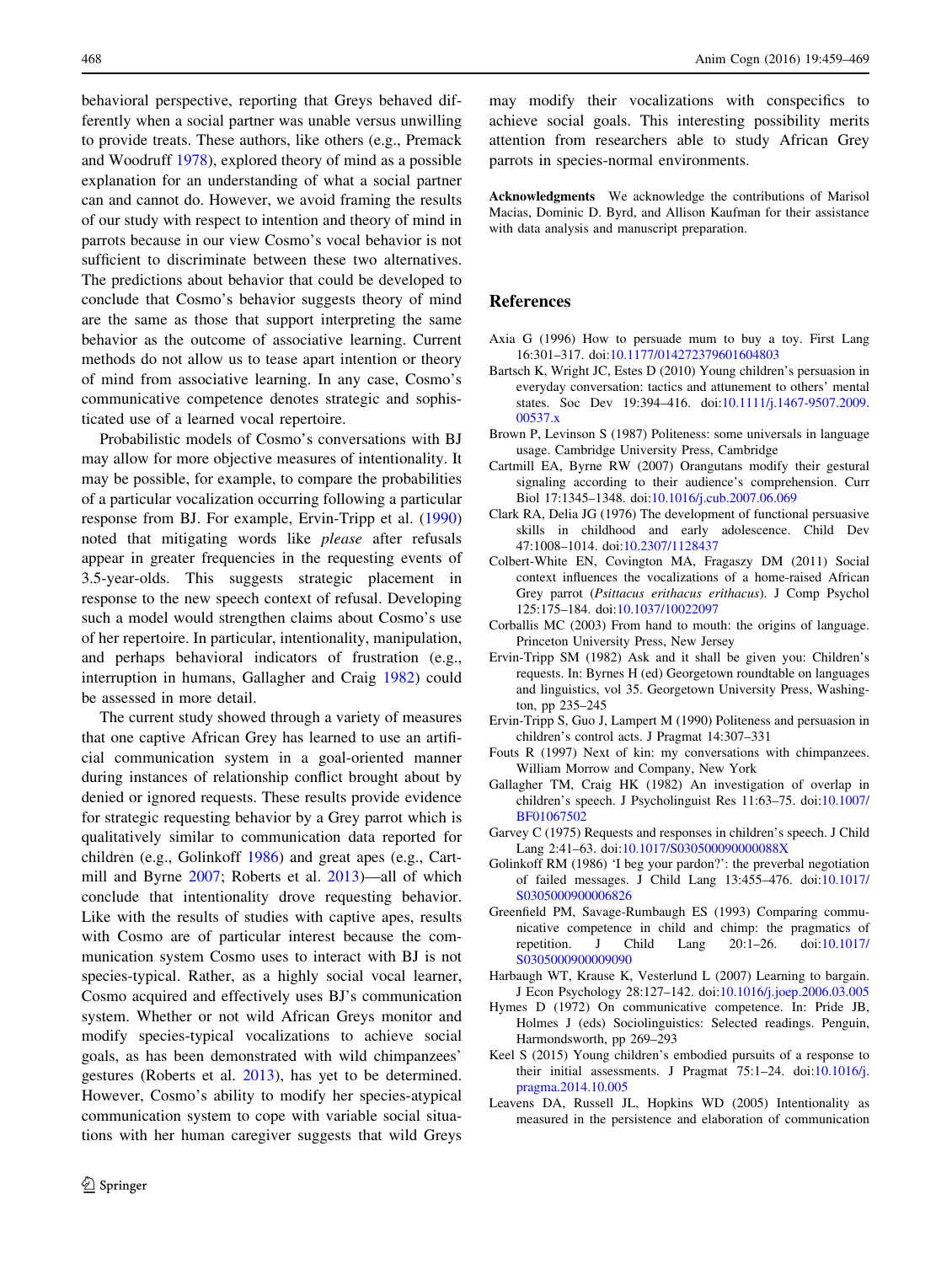behavioral perspective, reporting that Greys behaved differently when a social partner was unable versus unwilling to provide treats. These authors, like others (e.g., Premack and Woodruff 1978), explored theory of mind as a possible explanation for an understanding of what a social partner can and cannot do. However, we avoid framing the results of our study with respect to intention and theory of mind in parrots because in our view Cosmo's vocal behavior is not sufficient to discriminate between these two alternatives. The predictions about behavior that could be developed to conclude that Cosmo's behavior suggests theory of mind are the same as those that support interpreting the same behavior as the outcome of associative learning. Current methods do not allow us to tease apart intention or theory of mind from associative learning. In any case, Cosmo's communicative competence denotes strategic and sophisticated use of a learned vocal repertoire.

Probabilistic models of Cosmo's conversations with BJ may allow for more objective measures of intentionality. It may be possible, for example, to compare the probabilities of a particular vocalization occurring following a particular response from BJ. For example, Ervin-Tripp et al. (1990) noted that mitigating words like *please* after refusals appear in greater frequencies in the requesting events of 3.5-year-olds. This suggests strategic placement in response to the new speech context of refusal. Developing such a model would strengthen claims about Cosmo's use of her repertoire. In particular, intentionality, manipulation, and perhaps behavioral indicators of frustration (e.g., interruption in humans, Gallagher and Craig 1982) could be assessed in more detail.

The current study showed through a variety of measures that one captive African Grey has learned to use an artificial communication system in a goal-oriented manner during instances of relationship conflict brought about by denied or ignored requests. These results provide evidence for strategic requesting behavior by a Grey parrot which is qualitatively similar to communication data reported for children (e.g., Golinkoff 1986) and great apes (e.g., Cartmill and Byrne 2007; Roberts et al. 2013)—all of which conclude that intentionality drove requesting behavior. Like with the results of studies with captive apes, results with Cosmo are of particular interest because the communication system Cosmo uses to interact with BJ is not species-typical. Rather, as a highly social vocal learner, Cosmo acquired and effectively uses BJ's communication system. Whether or not wild African Greys monitor and modify species-typical vocalizations to achieve social goals, as has been demonstrated with wild chimpanzees' gestures (Roberts et al. 2013), has yet to be determined. However, Cosmo's ability to modify her species-atypical communication system to cope with variable social situations with her human caregiver suggests that wild Greys may modify their vocalizations with conspecifics to achieve social goals. This interesting possibility merits attention from researchers able to study African Grey parrots in species-normal environments.

**Acknowledgments** We acknowledge the contributions of Marisol Macias, Dominic D. Byrd, and Allison Kaufman for their assistance with data analysis and manuscript preparation.

## References

Axia G (1996) How to persuade mum to buy a toy. First Lang 16:301–317. doi:10.1177/014272379601604803

Bartsch K, Wright JC, Estes D (2010) Young children's persuasion in everyday conversation: tactics and attunement to others' mental states. Soc Dev 19:394–416. doi:10.1111/j.1467-9507.2009.00537.x

Brown P, Levinson S (1987) Politeness: some universals in language usage. Cambridge University Press, Cambridge

Cartmill EA, Byrne RW (2007) Orangutans modify their gestural signaling according to their audience's comprehension. Curr Biol 17:1345–1348. doi:10.1016/j.cub.2007.06.069

Clark RA, Delia JG (1976) The development of functional persuasive skills in childhood and early adolescence. Child Dev 47:1008–1014. doi:10.2307/1128437

Colbert-White EN, Covington MA, Fragaszy DM (2011) Social context influences the vocalizations of a home-raised African Grey parrot (*Psittacus erithacus erithacus*). J Comp Psychol 125:175–184. doi:10.1037/10022097

Corballis MC (2003) From hand to mouth: the origins of language. Princeton University Press, New Jersey

Ervin-Tripp SM (1982) Ask and it shall be given you: Children's requests. In: Byrnes H (ed) Georgetown roundtable on languages and linguistics, vol 35. Georgetown University Press, Washington, pp 235–245

Ervin-Tripp S, Guo J, Lampert M (1990) Politeness and persuasion in children's control acts. J Pragmat 14:307–331

Fouts R (1997) Next of kin: my conversations with chimpanzees. William Morrow and Company, New York

Gallagher TM, Craig HK (1982) An investigation of overlap in children's speech. J Psycholinguist Res 11:63–75. doi:10.1007/BF01067502

Garvey C (1975) Requests and responses in children's speech. J Child Lang 2:41–63. doi:10.1017/S030500090000088X

Golinkoff RM (1986) 'I beg your pardon?': the preverbal negotiation of failed messages. J Child Lang 13:455–476. doi:10.1017/S0305000900006826

Greenfield PM, Savage-Rumbaugh ES (1993) Comparing communicative competence in child and chimp: the pragmatics of repetition. J Child Lang 20:1–26. doi:10.1017/S0305000900009090

Harbaugh WT, Krause K, Vesterlund L (2007) Learning to bargain. J Econ Psychology 28:127–142. doi:10.1016/j.joep.2006.03.005

Hymes D (1972) On communicative competence. In: Pride JB, Holmes J (eds) Sociolinguistics: Selected readings. Penguin, Harmondsworth, pp 269–293

Keel S (2015) Young children's embodied pursuits of a response to their initial assessments. J Pragmat 75:1–24. doi:10.1016/j.pragma.2014.10.005

Leavens DA, Russell JL, Hopkins WD (2005) Intentionality as measured in the persistence and elaboration of communication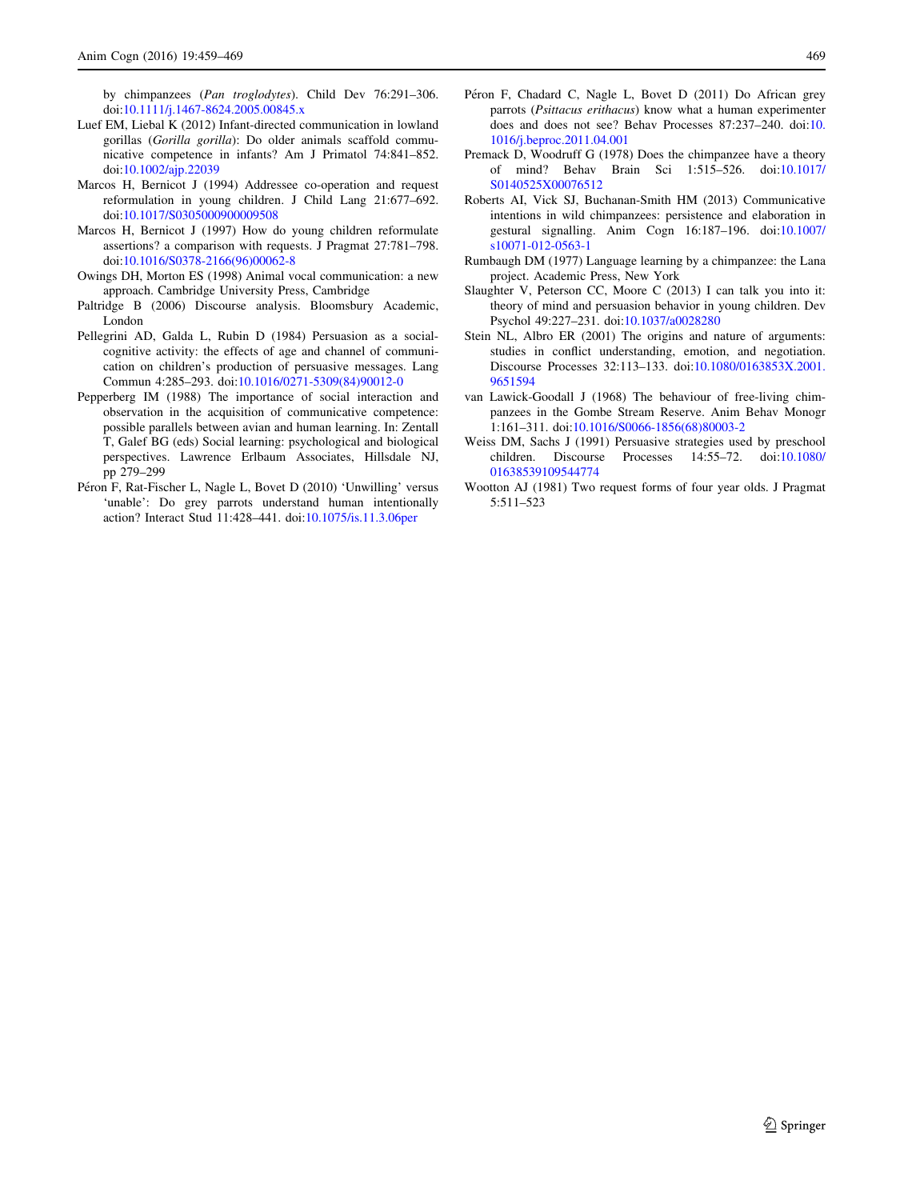by chimpanzees (*Pan troglodytes*). Child Dev 76:291–306. doi:10.1111/j.1467-8624.2005.00845.x

Luef EM, Liebal K (2012) Infant-directed communication in lowland gorillas (*Gorilla gorilla*): Do older animals scaffold communicative competence in infants? Am J Primatol 74:841–852. doi:10.1002/ajp.22039

Marcos H, Bernicot J (1994) Addressee co-operation and request reformulation in young children. J Child Lang 21:677–692. doi:10.1017/S0305000900009508

Marcos H, Bernicot J (1997) How do young children reformulate assertions? a comparison with requests. J Pragmat 27:781–798. doi:10.1016/S0378-2166(96)00062-8

Owings DH, Morton ES (1998) Animal vocal communication: a new approach. Cambridge University Press, Cambridge

Paltridge B (2006) Discourse analysis. Bloomsbury Academic, London

Pellegrini AD, Galda L, Rubin D (1984) Persuasion as a social-cognitive activity: the effects of age and channel of communication on children's production of persuasive messages. Lang Commun 4:285–293. doi:10.1016/0271-5309(84)90012-0

Pepperberg IM (1988) The importance of social interaction and observation in the acquisition of communicative competence: possible parallels between avian and human learning. In: Zentall T, Galef BG (eds) Social learning: psychological and biological perspectives. Lawrence Erlbaum Associates, Hillsdale NJ, pp 279–299

Péron F, Rat-Fischer L, Nagle L, Bovet D (2010) 'Unwilling' versus 'unable': Do grey parrots understand human intentionally action? Interact Stud 11:428–441. doi:10.1075/is.11.3.06per

Péron F, Chadard C, Nagle L, Bovet D (2011) Do African grey parrots (*Psittacus erithacus*) know what a human experimenter does and does not see? Behav Processes 87:237–240. doi:10.1016/j.beproc.2011.04.001

Premack D, Woodruff G (1978) Does the chimpanzee have a theory of mind? Behav Brain Sci 1:515–526. doi:10.1017/S0140525X00076512

Roberts AI, Vick SJ, Buchanan-Smith HM (2013) Communicative intentions in wild chimpanzees: persistence and elaboration in gestural signalling. Anim Cogn 16:187–196. doi:10.1007/s10071-012-0563-1

Rumbaugh DM (1977) Language learning by a chimpanzee: the Lana project. Academic Press, New York

Slaughter V, Peterson CC, Moore C (2013) I can talk you into it: theory of mind and persuasion behavior in young children. Dev Psychol 49:227–231. doi:10.1037/a0028280

Stein NL, Albro ER (2001) The origins and nature of arguments: studies in conflict understanding, emotion, and negotiation. Discourse Processes 32:113–133. doi:10.1080/0163853X.2001.9651594

van Lawick-Goodall J (1968) The behaviour of free-living chimpanzees in the Gombe Stream Reserve. Anim Behav Monogr 1:161–311. doi:10.1016/S0066-1856(68)80003-2

Weiss DM, Sachs J (1991) Persuasive strategies used by preschool children. Discourse Processes 14:55–72. doi:10.1080/01638539109544774

Wootton AJ (1981) Two request forms of four year olds. J Pragmat 5:511–523